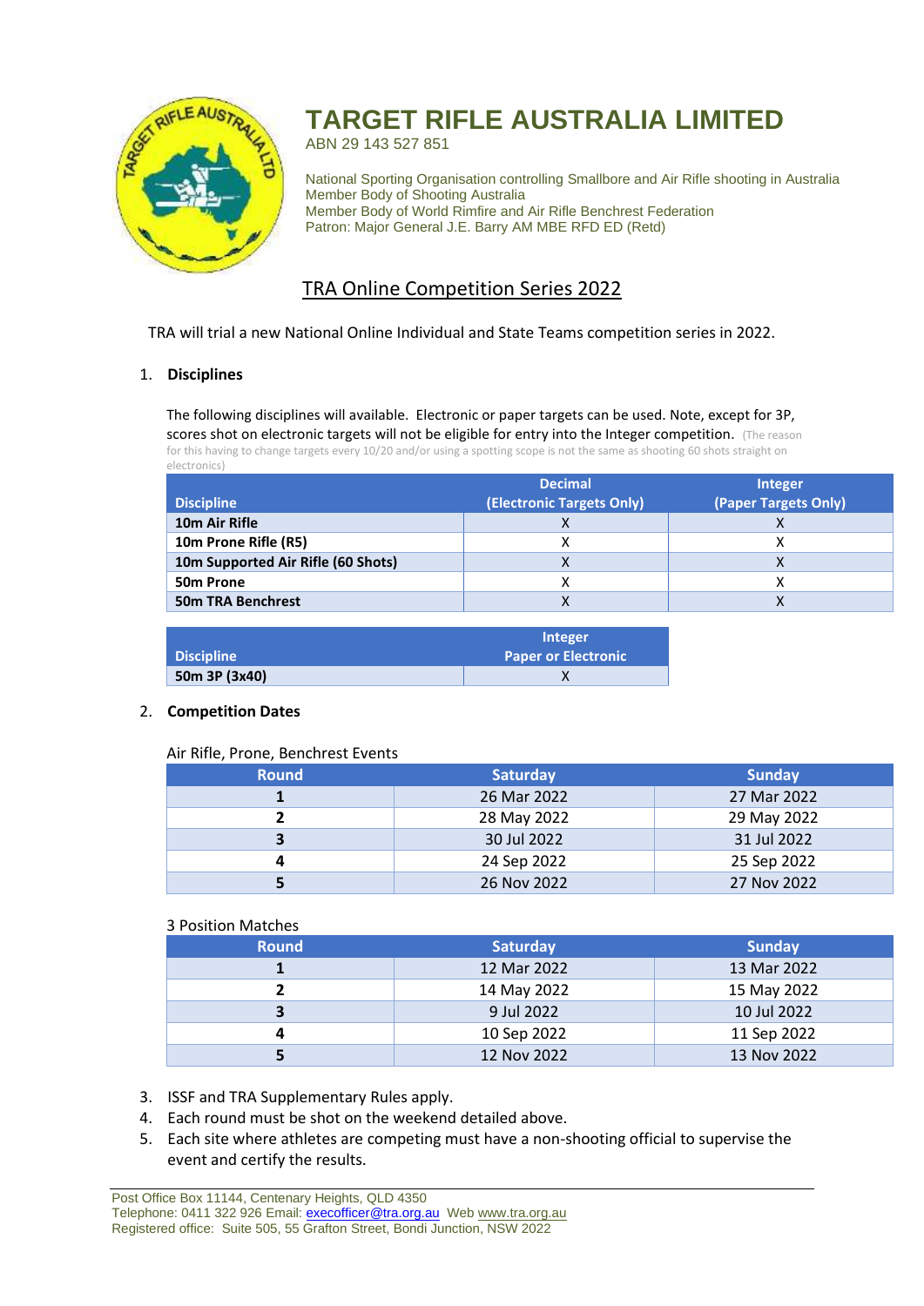# TARGET RIFLE AUSTRALIA LIMITED

ABN 29 143 527 851

National Sporting Organisation controlling Smallbore and Air Rifle shooting in Australia
Member Body of Shooting Australia
Member Body of World Rimfire and Air Rifle Benchrest Federation
Patron: Major General J.E. Barry AM MBE RFD ED (Retd)

## TRA Online Competition Series 2022

TRA will trial a new National Online Individual and State Teams competition series in 2022.

1. **Disciplines**

The following disciplines will available. Electronic or paper targets can be used. Note, except for 3P, scores shot on electronic targets will not be eligible for entry into the Integer competition. (The reason for this having to change targets every 10/20 and/or using a spotting scope is not the same as shooting 60 shots straight on electronics)

| Discipline | Decimal (Electronic Targets Only) | Integer (Paper Targets Only) |
|---|---|---|
| **10m Air Rifle** | X | X |
| **10m Prone Rifle (R5)** | X | X |
| **10m Supported Air Rifle (60 Shots)** | X | X |
| **50m Prone** | X | X |
| **50m TRA Benchrest** | X | X |

| Discipline | Integer Paper or Electronic |
|---|---|
| **50m 3P (3x40)** | X |

2. **Competition Dates**

Air Rifle, Prone, Benchrest Events

| Round | Saturday | Sunday |
|---|---|---|
| **1** | 26 Mar 2022 | 27 Mar 2022 |
| **2** | 28 May 2022 | 29 May 2022 |
| **3** | 30 Jul 2022 | 31 Jul 2022 |
| **4** | 24 Sep 2022 | 25 Sep 2022 |
| **5** | 26 Nov 2022 | 27 Nov 2022 |

3 Position Matches

| Round | Saturday | Sunday |
|---|---|---|
| **1** | 12 Mar 2022 | 13 Mar 2022 |
| **2** | 14 May 2022 | 15 May 2022 |
| **3** | 9 Jul 2022 | 10 Jul 2022 |
| **4** | 10 Sep 2022 | 11 Sep 2022 |
| **5** | 12 Nov 2022 | 13 Nov 2022 |

3. ISSF and TRA Supplementary Rules apply.
4. Each round must be shot on the weekend detailed above.
5. Each site where athletes are competing must have a non-shooting official to supervise the event and certify the results.

Post Office Box 11144, Centenary Heights, QLD 4350
Telephone: 0411 322 926 Email: execofficer@tra.org.au Web www.tra.org.au
Registered office: Suite 505, 55 Grafton Street, Bondi Junction, NSW 2022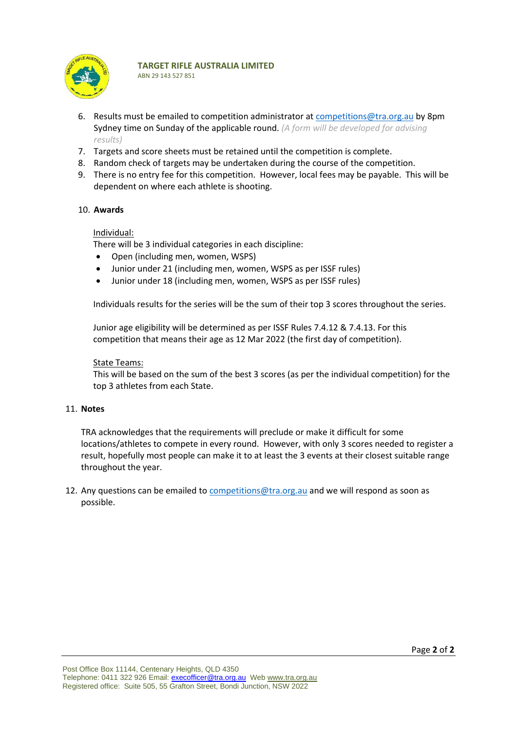**TARGET RIFLE AUSTRALIA LIMITED**
ABN 29 143 527 851

6. Results must be emailed to competition administrator at competitions@tra.org.au by 8pm Sydney time on Sunday of the applicable round. *(A form will be developed for advising results)*
7. Targets and score sheets must be retained until the competition is complete.
8. Random check of targets may be undertaken during the course of the competition.
9. There is no entry fee for this competition. However, local fees may be payable. This will be dependent on where each athlete is shooting.
10. **Awards**

    Individual:
    There will be 3 individual categories in each discipline:
    - Open (including men, women, WSPS)
    - Junior under 21 (including men, women, WSPS as per ISSF rules)
    - Junior under 18 (including men, women, WSPS as per ISSF rules)

    Individuals results for the series will be the sum of their top 3 scores throughout the series.

    Junior age eligibility will be determined as per ISSF Rules 7.4.12 & 7.4.13. For this competition that means their age as 12 Mar 2022 (the first day of competition).

    State Teams:
    This will be based on the sum of the best 3 scores (as per the individual competition) for the top 3 athletes from each State.

11. **Notes**

    TRA acknowledges that the requirements will preclude or make it difficult for some locations/athletes to compete in every round. However, with only 3 scores needed to register a result, hopefully most people can make it to at least the 3 events at their closest suitable range throughout the year.

12. Any questions can be emailed to competitions@tra.org.au and we will respond as soon as possible.

Post Office Box 11144, Centenary Heights, QLD 4350
Telephone: 0411 322 926 Email: execofficer@tra.org.au Web www.tra.org.au
Registered office: Suite 505, 55 Grafton Street, Bondi Junction, NSW 2022